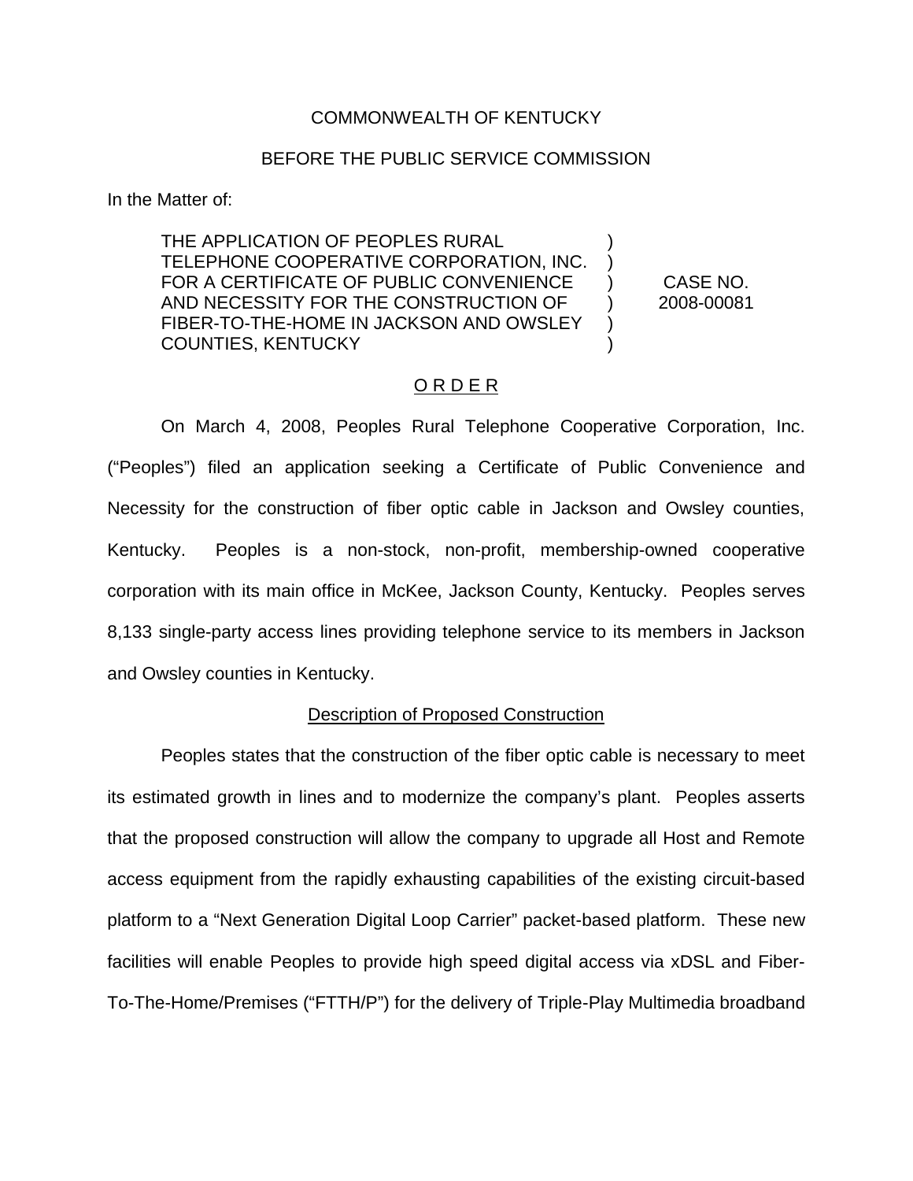COMMONWEALTH OF KENTUCKY

BEFORE THE PUBLIC SERVICE COMMISSION

In the Matter of:

| | | |
|---|---|---|
| THE APPLICATION OF PEOPLES RURAL TELEPHONE COOPERATIVE CORPORATION, INC. FOR A CERTIFICATE OF PUBLIC CONVENIENCE AND NECESSITY FOR THE CONSTRUCTION OF FIBER-TO-THE-HOME IN JACKSON AND OWSLEY COUNTIES, KENTUCKY | ) ) ) ) ) ) | CASE NO. 2008-00081 |

O R D E R

On March 4, 2008, Peoples Rural Telephone Cooperative Corporation, Inc. ("Peoples") filed an application seeking a Certificate of Public Convenience and Necessity for the construction of fiber optic cable in Jackson and Owsley counties, Kentucky. Peoples is a non-stock, non-profit, membership-owned cooperative corporation with its main office in McKee, Jackson County, Kentucky. Peoples serves 8,133 single-party access lines providing telephone service to its members in Jackson and Owsley counties in Kentucky.

Description of Proposed Construction

Peoples states that the construction of the fiber optic cable is necessary to meet its estimated growth in lines and to modernize the company's plant. Peoples asserts that the proposed construction will allow the company to upgrade all Host and Remote access equipment from the rapidly exhausting capabilities of the existing circuit-based platform to a "Next Generation Digital Loop Carrier" packet-based platform. These new facilities will enable Peoples to provide high speed digital access via xDSL and Fiber-To-The-Home/Premises ("FTTH/P") for the delivery of Triple-Play Multimedia broadband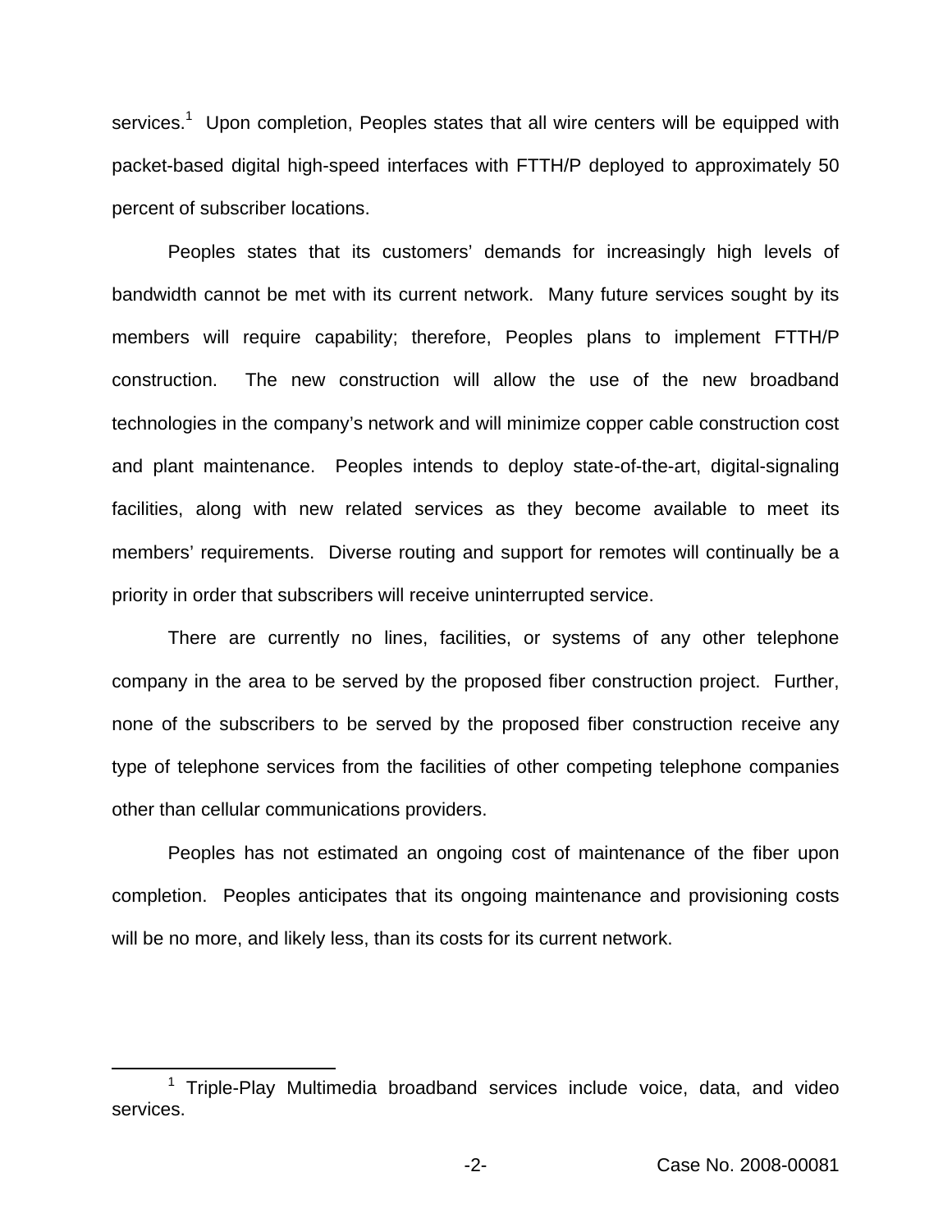services.[1] Upon completion, Peoples states that all wire centers will be equipped with packet-based digital high-speed interfaces with FTTH/P deployed to approximately 50 percent of subscriber locations.

Peoples states that its customers' demands for increasingly high levels of bandwidth cannot be met with its current network. Many future services sought by its members will require capability; therefore, Peoples plans to implement FTTH/P construction. The new construction will allow the use of the new broadband technologies in the company's network and will minimize copper cable construction cost and plant maintenance. Peoples intends to deploy state-of-the-art, digital-signaling facilities, along with new related services as they become available to meet its members' requirements. Diverse routing and support for remotes will continually be a priority in order that subscribers will receive uninterrupted service.

There are currently no lines, facilities, or systems of any other telephone company in the area to be served by the proposed fiber construction project. Further, none of the subscribers to be served by the proposed fiber construction receive any type of telephone services from the facilities of other competing telephone companies other than cellular communications providers.

Peoples has not estimated an ongoing cost of maintenance of the fiber upon completion. Peoples anticipates that its ongoing maintenance and provisioning costs will be no more, and likely less, than its costs for its current network.

---

[1] Triple-Play Multimedia broadband services include voice, data, and video services.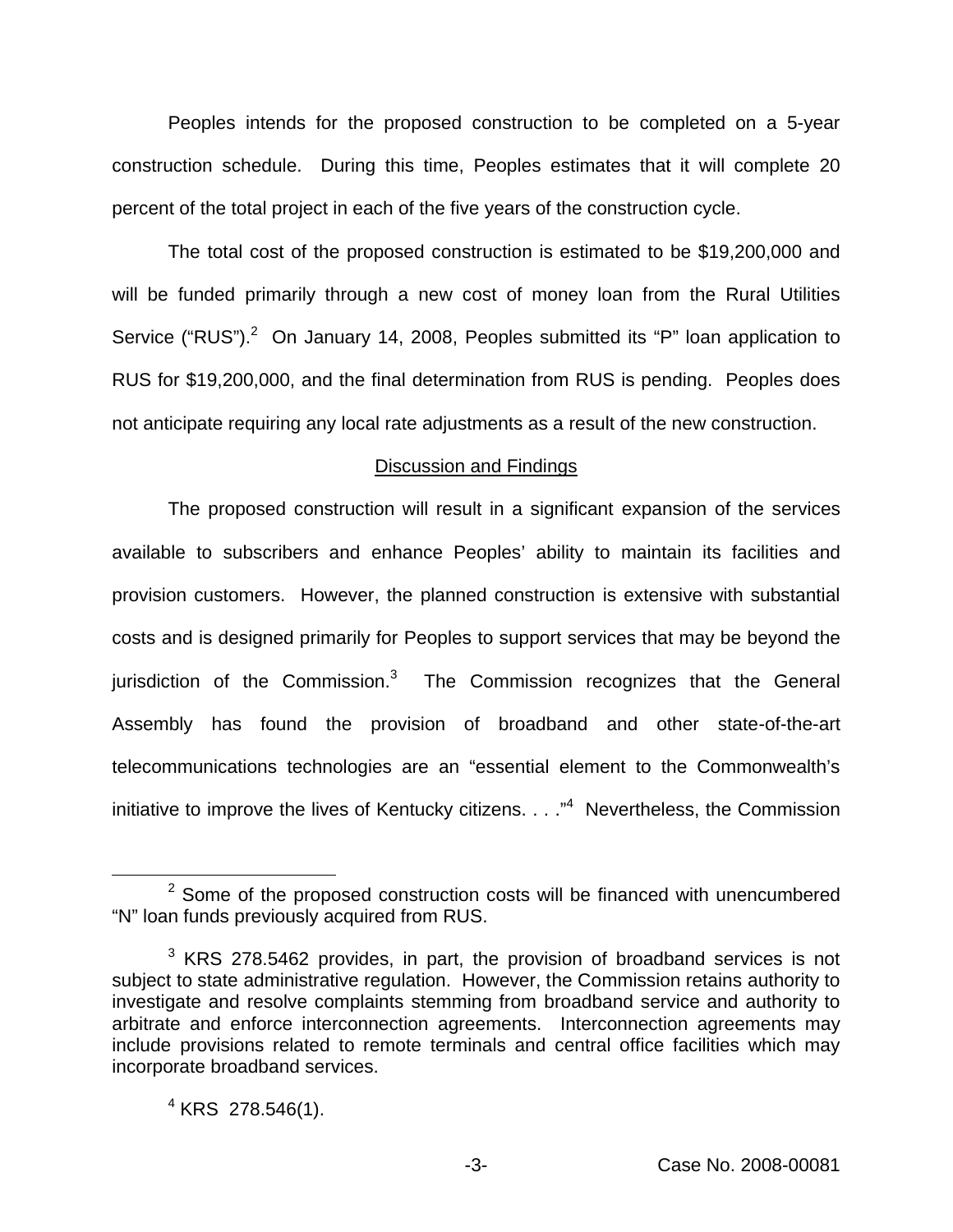Peoples intends for the proposed construction to be completed on a 5-year construction schedule. During this time, Peoples estimates that it will complete 20 percent of the total project in each of the five years of the construction cycle.

The total cost of the proposed construction is estimated to be $19,200,000 and will be funded primarily through a new cost of money loan from the Rural Utilities Service ("RUS").[2] On January 14, 2008, Peoples submitted its "P" loan application to RUS for $19,200,000, and the final determination from RUS is pending. Peoples does not anticipate requiring any local rate adjustments as a result of the new construction.

## Discussion and Findings

The proposed construction will result in a significant expansion of the services available to subscribers and enhance Peoples' ability to maintain its facilities and provision customers. However, the planned construction is extensive with substantial costs and is designed primarily for Peoples to support services that may be beyond the jurisdiction of the Commission.[3] The Commission recognizes that the General Assembly has found the provision of broadband and other state-of-the-art telecommunications technologies are an "essential element to the Commonwealth's initiative to improve the lives of Kentucky citizens. . . ."[4] Nevertheless, the Commission

---

[2] Some of the proposed construction costs will be financed with unencumbered "N" loan funds previously acquired from RUS.

[3] KRS 278.5462 provides, in part, the provision of broadband services is not subject to state administrative regulation. However, the Commission retains authority to investigate and resolve complaints stemming from broadband service and authority to arbitrate and enforce interconnection agreements. Interconnection agreements may include provisions related to remote terminals and central office facilities which may incorporate broadband services.

[4] KRS 278.546(1).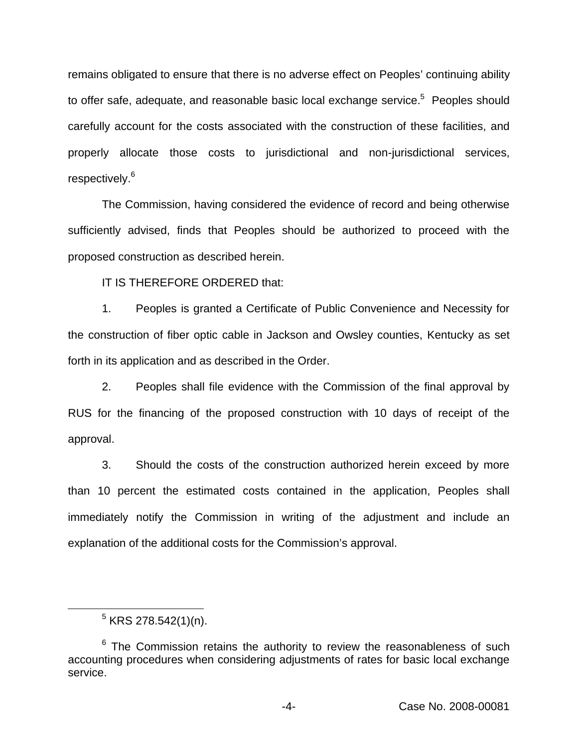remains obligated to ensure that there is no adverse effect on Peoples' continuing ability to offer safe, adequate, and reasonable basic local exchange service.[5] Peoples should carefully account for the costs associated with the construction of these facilities, and properly allocate those costs to jurisdictional and non-jurisdictional services, respectively.[6]

The Commission, having considered the evidence of record and being otherwise sufficiently advised, finds that Peoples should be authorized to proceed with the proposed construction as described herein.

IT IS THEREFORE ORDERED that:

1. Peoples is granted a Certificate of Public Convenience and Necessity for the construction of fiber optic cable in Jackson and Owsley counties, Kentucky as set forth in its application and as described in the Order.

2. Peoples shall file evidence with the Commission of the final approval by RUS for the financing of the proposed construction with 10 days of receipt of the approval.

3. Should the costs of the construction authorized herein exceed by more than 10 percent the estimated costs contained in the application, Peoples shall immediately notify the Commission in writing of the adjustment and include an explanation of the additional costs for the Commission's approval.

---

[5] KRS 278.542(1)(n).

[6] The Commission retains the authority to review the reasonableness of such accounting procedures when considering adjustments of rates for basic local exchange service.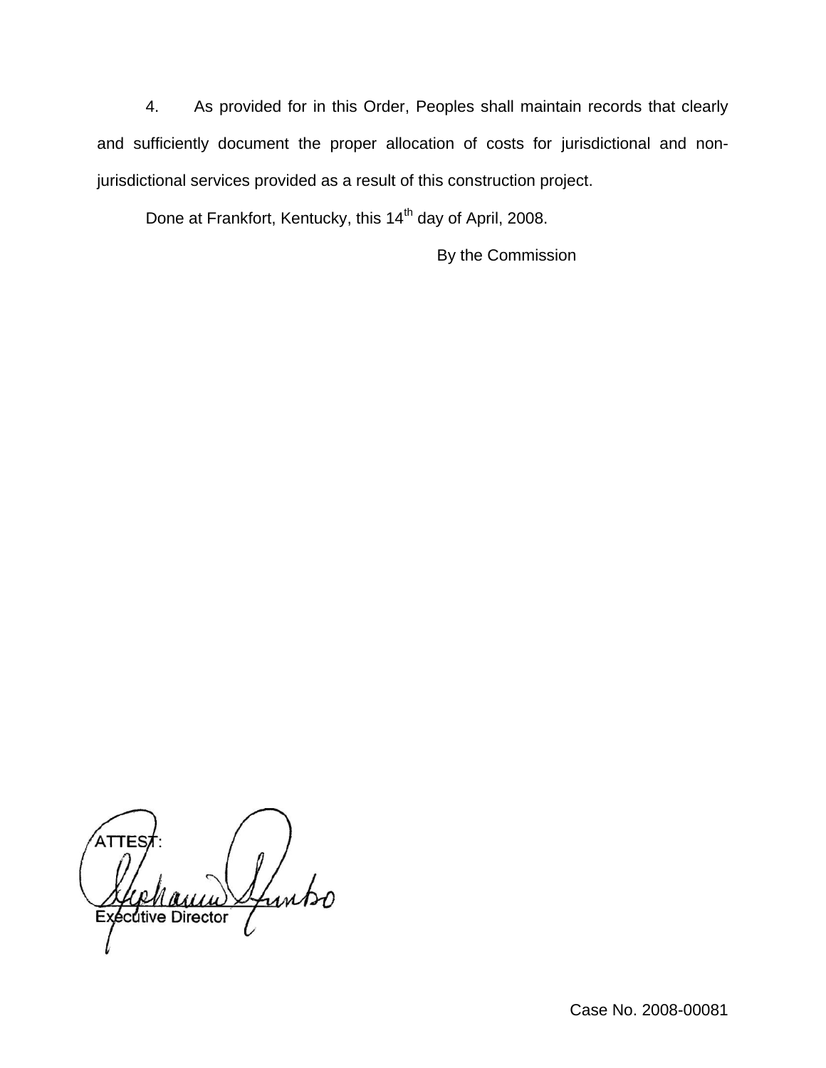4. As provided for in this Order, Peoples shall maintain records that clearly and sufficiently document the proper allocation of costs for jurisdictional and non-jurisdictional services provided as a result of this construction project.

Done at Frankfort, Kentucky, this 14th day of April, 2008.

By the Commission

ATTEST:

Executive Director

Case No. 2008-00081